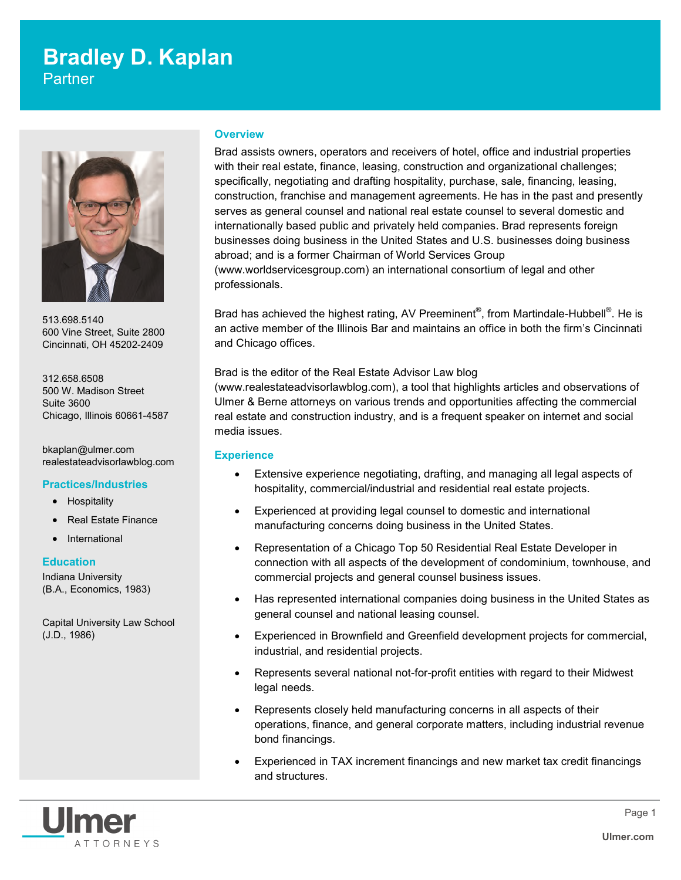# Bradley D. Kaplan

Partner

513.698.5140
600 Vine Street, Suite 2800
Cincinnati, OH 45202-2409

312.658.6508
500 W. Madison Street
Suite 3600
Chicago, Illinois 60661-4587

bkaplan@ulmer.com
realestateadvisorlawblog.com

### Practices/Industries

- Hospitality
- Real Estate Finance
- International

### Education

Indiana University
(B.A., Economics, 1983)

Capital University Law School
(J.D., 1986)

## Overview

Brad assists owners, operators and receivers of hotel, office and industrial properties with their real estate, finance, leasing, construction and organizational challenges; specifically, negotiating and drafting hospitality, purchase, sale, financing, leasing, construction, franchise and management agreements. He has in the past and presently serves as general counsel and national real estate counsel to several domestic and internationally based public and privately held companies. Brad represents foreign businesses doing business in the United States and U.S. businesses doing business abroad; and is a former Chairman of World Services Group (www.worldservicesgroup.com) an international consortium of legal and other professionals.

Brad has achieved the highest rating, AV Preeminent®, from Martindale-Hubbell®. He is an active member of the Illinois Bar and maintains an office in both the firm's Cincinnati and Chicago offices.

Brad is the editor of the Real Estate Advisor Law blog (www.realestateadvisorlawblog.com), a tool that highlights articles and observations of Ulmer & Berne attorneys on various trends and opportunities affecting the commercial real estate and construction industry, and is a frequent speaker on internet and social media issues.

## Experience

- Extensive experience negotiating, drafting, and managing all legal aspects of hospitality, commercial/industrial and residential real estate projects.
- Experienced at providing legal counsel to domestic and international manufacturing concerns doing business in the United States.
- Representation of a Chicago Top 50 Residential Real Estate Developer in connection with all aspects of the development of condominium, townhouse, and commercial projects and general counsel business issues.
- Has represented international companies doing business in the United States as general counsel and national leasing counsel.
- Experienced in Brownfield and Greenfield development projects for commercial, industrial, and residential projects.
- Represents several national not-for-profit entities with regard to their Midwest legal needs.
- Represents closely held manufacturing concerns in all aspects of their operations, finance, and general corporate matters, including industrial revenue bond financings.
- Experienced in TAX increment financings and new market tax credit financings and structures.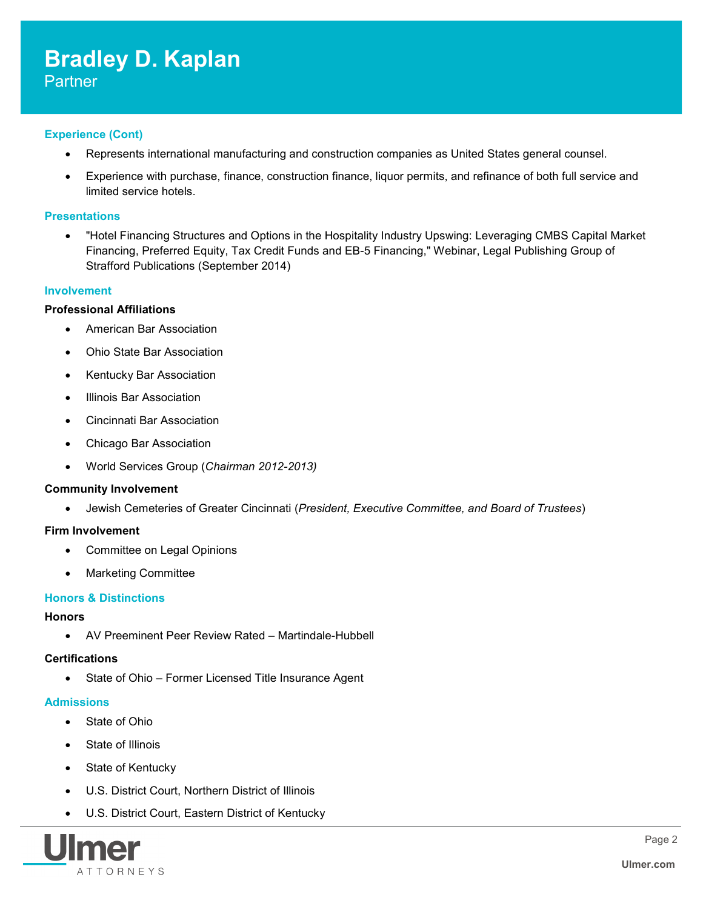# Bradley D. Kaplan

Partner

## Experience (Cont)

- Represents international manufacturing and construction companies as United States general counsel.
- Experience with purchase, finance, construction finance, liquor permits, and refinance of both full service and limited service hotels.

## Presentations

- "Hotel Financing Structures and Options in the Hospitality Industry Upswing: Leveraging CMBS Capital Market Financing, Preferred Equity, Tax Credit Funds and EB-5 Financing," Webinar, Legal Publishing Group of Strafford Publications (September 2014)

## Involvement

**Professional Affiliations**

- American Bar Association
- Ohio State Bar Association
- Kentucky Bar Association
- Illinois Bar Association
- Cincinnati Bar Association
- Chicago Bar Association
- World Services Group (*Chairman 2012-2013)*

**Community Involvement**

- Jewish Cemeteries of Greater Cincinnati (*President, Executive Committee, and Board of Trustees*)

**Firm Involvement**

- Committee on Legal Opinions
- Marketing Committee

## Honors & Distinctions

**Honors**

- AV Preeminent Peer Review Rated – Martindale-Hubbell

**Certifications**

- State of Ohio – Former Licensed Title Insurance Agent

## Admissions

- State of Ohio
- State of Illinois
- State of Kentucky
- U.S. District Court, Northern District of Illinois
- U.S. District Court, Eastern District of Kentucky